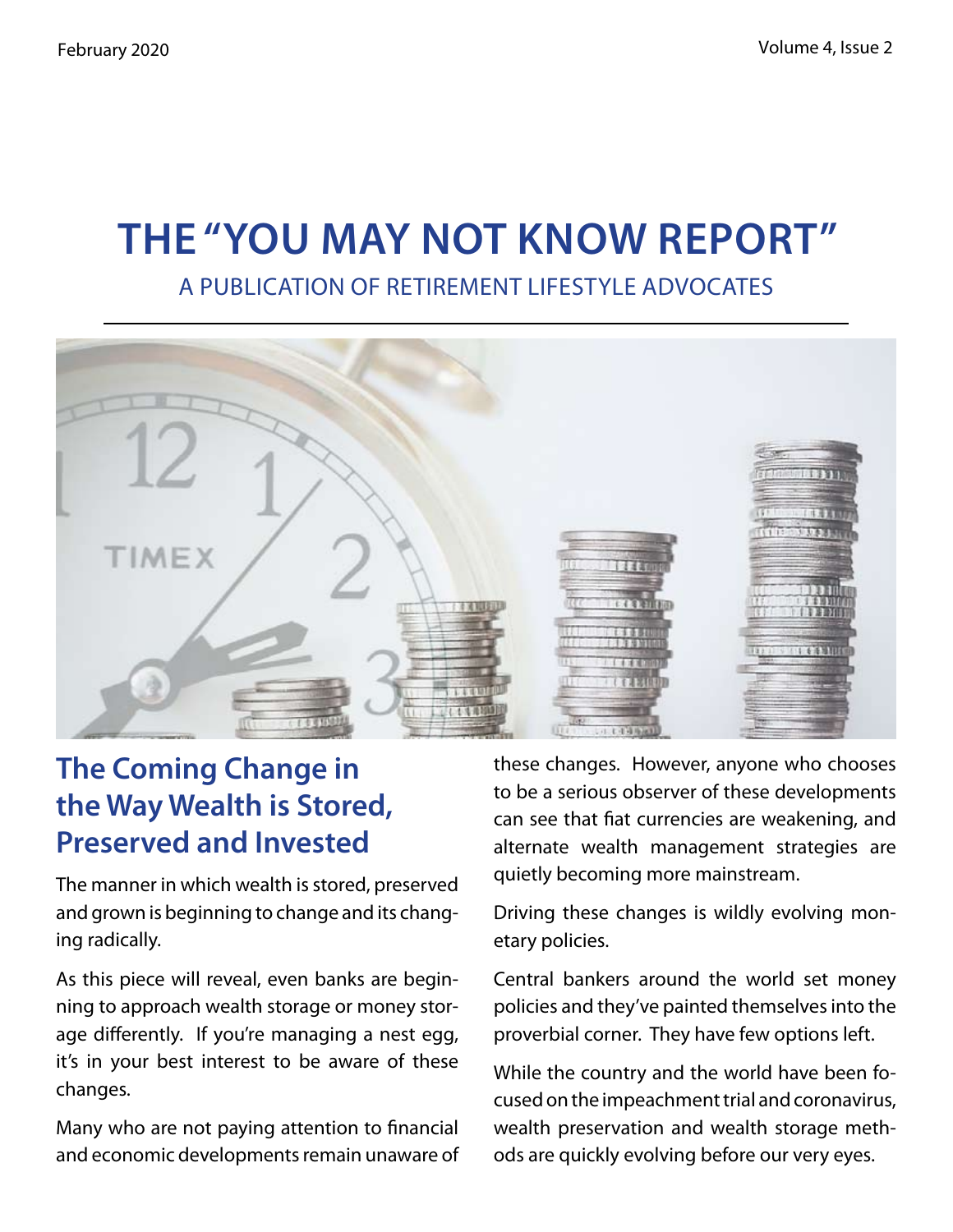# THE "YOU MAY NOT KNOW REPORT"

A PUBLICATION OF RETIREMENT LIFESTYLE ADVOCATES

## The Coming Change in the Way Wealth is Stored, Preserved and Invested

The manner in which wealth is stored, preserved and grown is beginning to change and its changing radically.

As this piece will reveal, even banks are beginning to approach wealth storage or money storage differently. If you're managing a nest egg, it's in your best interest to be aware of these changes.

Many who are not paying attention to financial and economic developments remain unaware of these changes. However, anyone who chooses to be a serious observer of these developments can see that fiat currencies are weakening, and alternate wealth management strategies are quietly becoming more mainstream.

Driving these changes is wildly evolving monetary policies.

Central bankers around the world set money policies and they've painted themselves into the proverbial corner. They have few options left.

While the country and the world have been focused on the impeachment trial and coronavirus, wealth preservation and wealth storage methods are quickly evolving before our very eyes.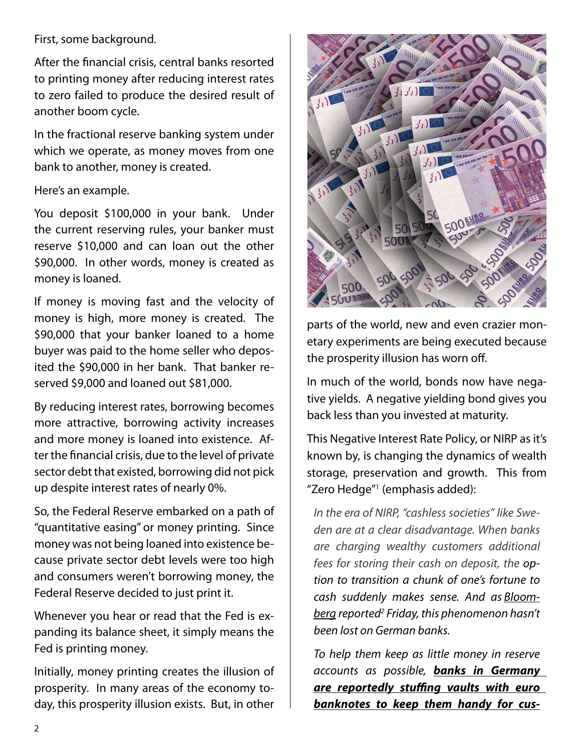First, some background.

After the financial crisis, central banks resorted to printing money after reducing interest rates to zero failed to produce the desired result of another boom cycle.

In the fractional reserve banking system under which we operate, as money moves from one bank to another, money is created.

Here's an example.

You deposit $100,000 in your bank. Under the current reserving rules, your banker must reserve $10,000 and can loan out the other $90,000. In other words, money is created as money is loaned.

If money is moving fast and the velocity of money is high, more money is created. The $90,000 that your banker loaned to a home buyer was paid to the home seller who deposited the $90,000 in her bank. That banker reserved $9,000 and loaned out $81,000.

By reducing interest rates, borrowing becomes more attractive, borrowing activity increases and more money is loaned into existence. After the financial crisis, due to the level of private sector debt that existed, borrowing did not pick up despite interest rates of nearly 0%.

So, the Federal Reserve embarked on a path of "quantitative easing" or money printing. Since money was not being loaned into existence because private sector debt levels were too high and consumers weren't borrowing money, the Federal Reserve decided to just print it.

Whenever you hear or read that the Fed is expanding its balance sheet, it simply means the Fed is printing money.

Initially, money printing creates the illusion of prosperity. In many areas of the economy today, this prosperity illusion exists. But, in other parts of the world, new and even crazier monetary experiments are being executed because the prosperity illusion has worn off.

In much of the world, bonds now have negative yields. A negative yielding bond gives you back less than you invested at maturity.

This Negative Interest Rate Policy, or NIRP as it's known by, is changing the dynamics of wealth storage, preservation and growth. This from "Zero Hedge"[1] (emphasis added):

> *In the era of NIRP, "cashless societies" like Sweden are at a clear disadvantage. When banks are charging wealthy customers additional fees for storing their cash on deposit, the option to transition a chunk of one's fortune to cash suddenly makes sense. And as Bloomberg reported[2] Friday, this phenomenon hasn't been lost on German banks.*
>
> *To help them keep as little money in reserve accounts as possible, **banks in Germany are reportedly stuffing vaults with euro banknotes to keep them handy for cus-***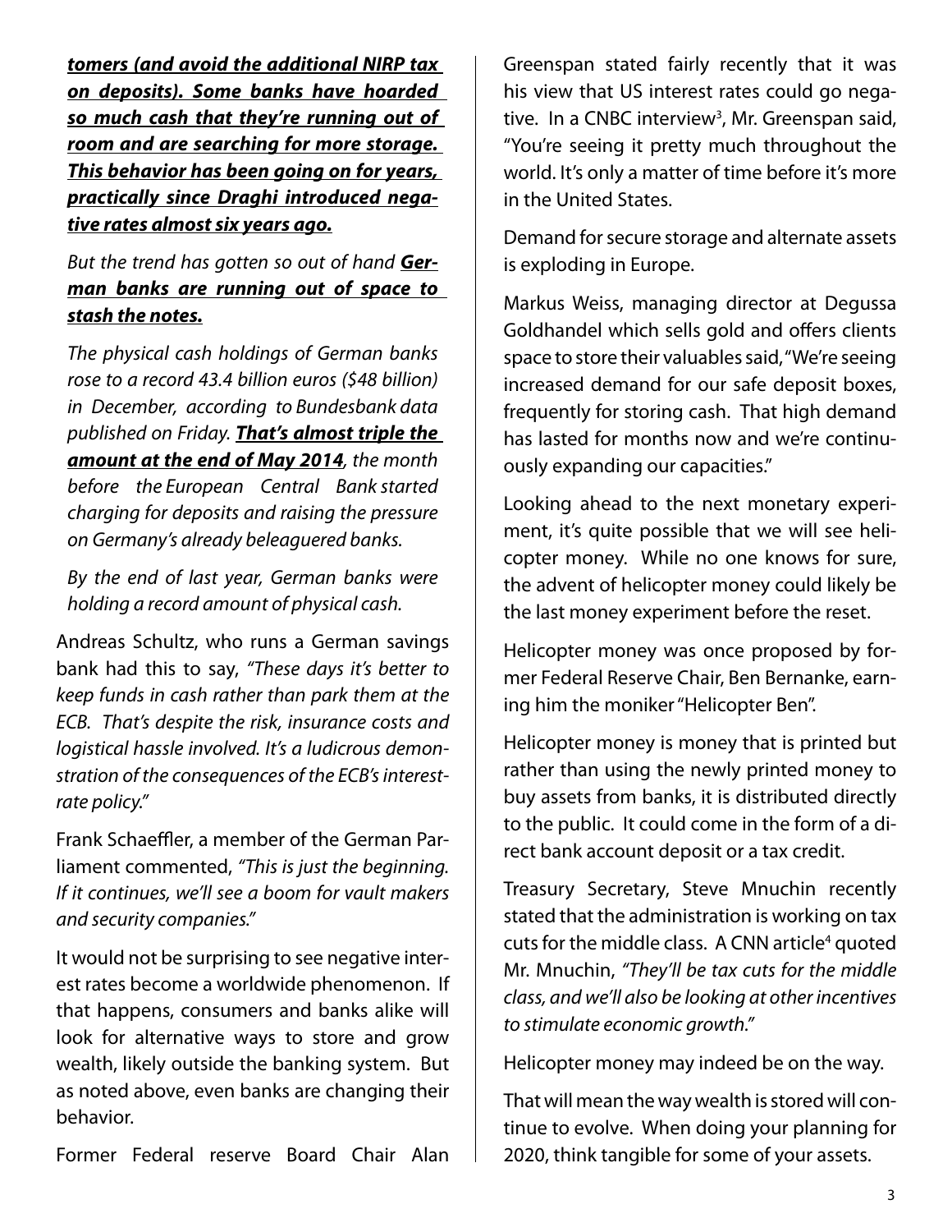***tomers (and avoid the additional NIRP tax on deposits). Some banks have hoarded so much cash that they're running out of room and are searching for more storage. This behavior has been going on for years, practically since Draghi introduced negative rates almost six years ago.***

*But the trend has gotten so out of hand **German banks are running out of space to stash the notes.***

*The physical cash holdings of German banks rose to a record 43.4 billion euros ($48 billion) in December, according to Bundesbank data published on Friday. **That's almost triple the amount at the end of May 2014**, the month before the European Central Bank started charging for deposits and raising the pressure on Germany's already beleaguered banks.*

*By the end of last year, German banks were holding a record amount of physical cash.*

Andreas Schultz, who runs a German savings bank had this to say, *"These days it's better to keep funds in cash rather than park them at the ECB. That's despite the risk, insurance costs and logistical hassle involved. It's a ludicrous demonstration of the consequences of the ECB's interest-rate policy."*

Frank Schaeffler, a member of the German Parliament commented, *"This is just the beginning. If it continues, we'll see a boom for vault makers and security companies."*

It would not be surprising to see negative interest rates become a worldwide phenomenon. If that happens, consumers and banks alike will look for alternative ways to store and grow wealth, likely outside the banking system. But as noted above, even banks are changing their behavior.

Former Federal reserve Board Chair Alan Greenspan stated fairly recently that it was his view that US interest rates could go negative. In a CNBC interview[3], Mr. Greenspan said, "You're seeing it pretty much throughout the world. It's only a matter of time before it's more in the United States.

Demand for secure storage and alternate assets is exploding in Europe.

Markus Weiss, managing director at Degussa Goldhandel which sells gold and offers clients space to store their valuables said, "We're seeing increased demand for our safe deposit boxes, frequently for storing cash. That high demand has lasted for months now and we're continuously expanding our capacities."

Looking ahead to the next monetary experiment, it's quite possible that we will see helicopter money. While no one knows for sure, the advent of helicopter money could likely be the last money experiment before the reset.

Helicopter money was once proposed by former Federal Reserve Chair, Ben Bernanke, earning him the moniker "Helicopter Ben".

Helicopter money is money that is printed but rather than using the newly printed money to buy assets from banks, it is distributed directly to the public. It could come in the form of a direct bank account deposit or a tax credit.

Treasury Secretary, Steve Mnuchin recently stated that the administration is working on tax cuts for the middle class. A CNN article[4] quoted Mr. Mnuchin, *"They'll be tax cuts for the middle class, and we'll also be looking at other incentives to stimulate economic growth."*

Helicopter money may indeed be on the way.

That will mean the way wealth is stored will continue to evolve. When doing your planning for 2020, think tangible for some of your assets.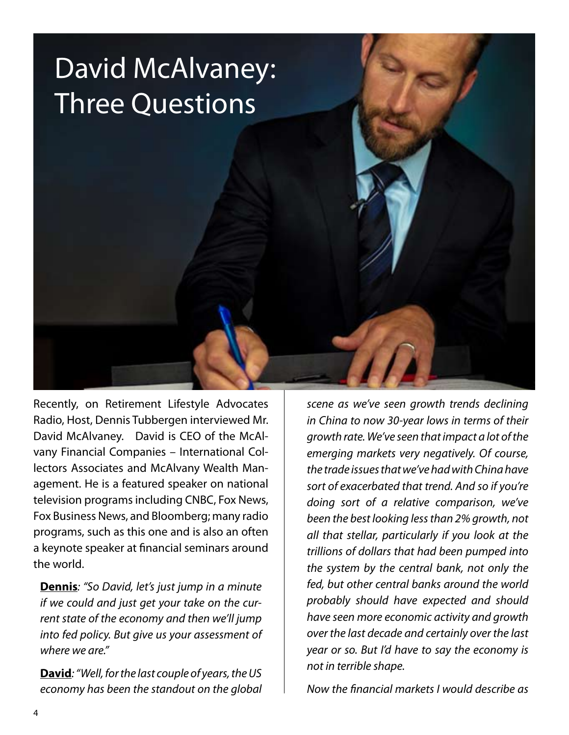# David McAlvaney: Three Questions

Recently, on Retirement Lifestyle Advocates Radio, Host, Dennis Tubbergen interviewed Mr. David McAlvaney. David is CEO of the McAlvany Financial Companies – International Collectors Associates and McAlvany Wealth Management. He is a featured speaker on national television programs including CNBC, Fox News, Fox Business News, and Bloomberg; many radio programs, such as this one and is also an often a keynote speaker at financial seminars around the world.

**Dennis**: *"So David, let's just jump in a minute if we could and just get your take on the current state of the economy and then we'll jump into fed policy. But give us your assessment of where we are."*

**David**: *"Well, for the last couple of years, the US economy has been the standout on the global scene as we've seen growth trends declining in China to now 30-year lows in terms of their growth rate. We've seen that impact a lot of the emerging markets very negatively. Of course, the trade issues that we've had with China have sort of exacerbated that trend. And so if you're doing sort of a relative comparison, we've been the best looking less than 2% growth, not all that stellar, particularly if you look at the trillions of dollars that had been pumped into the system by the central bank, not only the fed, but other central banks around the world probably should have expected and should have seen more economic activity and growth over the last decade and certainly over the last year or so. But I'd have to say the economy is not in terrible shape.*

*Now the financial markets I would describe as*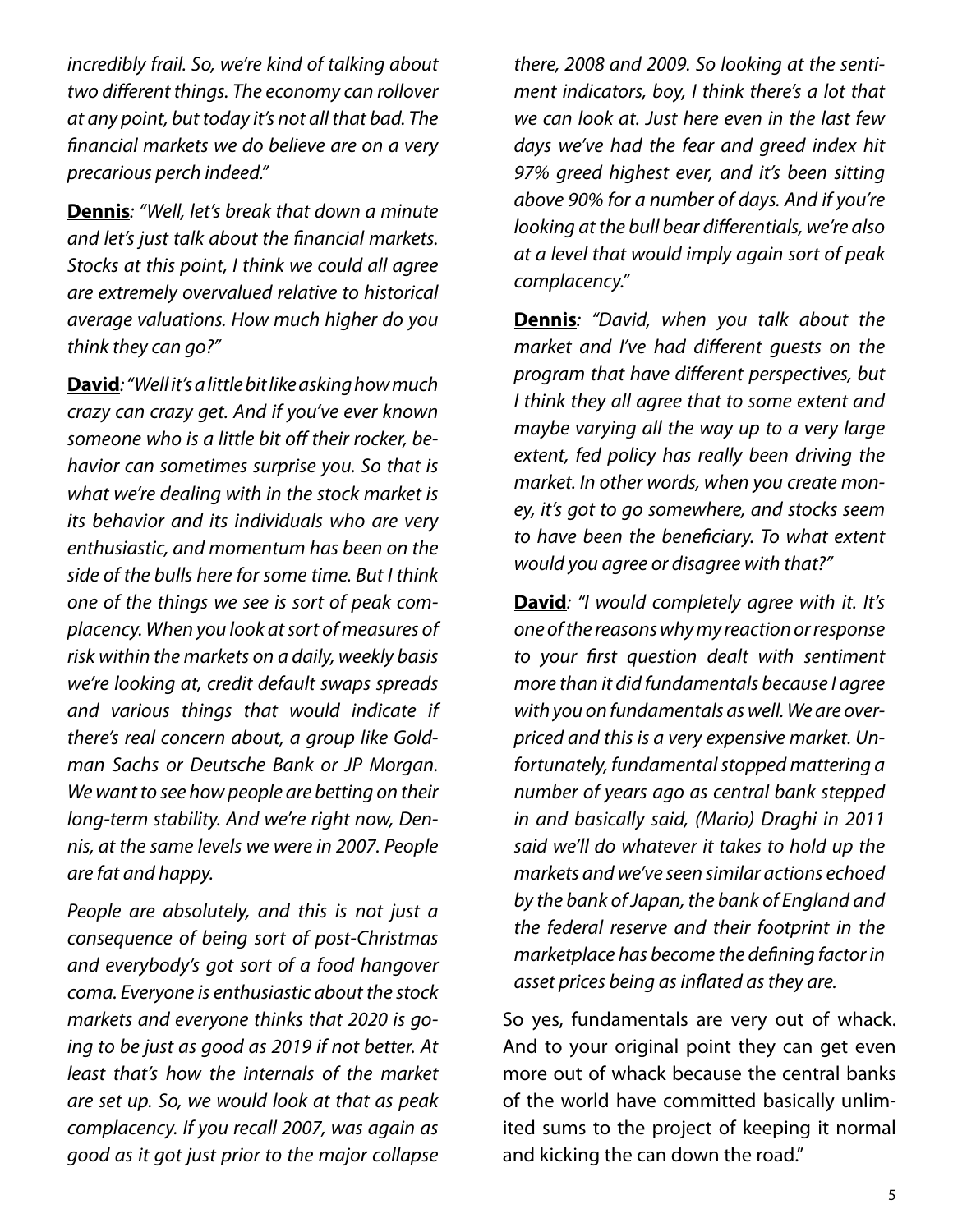*incredibly frail. So, we're kind of talking about two different things. The economy can rollover at any point, but today it's not all that bad. The financial markets we do believe are on a very precarious perch indeed."*

**Dennis**: *"Well, let's break that down a minute and let's just talk about the financial markets. Stocks at this point, I think we could all agree are extremely overvalued relative to historical average valuations. How much higher do you think they can go?"*

**David**: *"Well it's a little bit like asking how much crazy can crazy get. And if you've ever known someone who is a little bit off their rocker, behavior can sometimes surprise you. So that is what we're dealing with in the stock market is its behavior and its individuals who are very enthusiastic, and momentum has been on the side of the bulls here for some time. But I think one of the things we see is sort of peak complacency. When you look at sort of measures of risk within the markets on a daily, weekly basis we're looking at, credit default swaps spreads and various things that would indicate if there's real concern about, a group like Goldman Sachs or Deutsche Bank or JP Morgan. We want to see how people are betting on their long-term stability. And we're right now, Dennis, at the same levels we were in 2007. People are fat and happy.*

*People are absolutely, and this is not just a consequence of being sort of post-Christmas and everybody's got sort of a food hangover coma. Everyone is enthusiastic about the stock markets and everyone thinks that 2020 is going to be just as good as 2019 if not better. At least that's how the internals of the market are set up. So, we would look at that as peak complacency. If you recall 2007, was again as good as it got just prior to the major collapse there, 2008 and 2009. So looking at the sentiment indicators, boy, I think there's a lot that we can look at. Just here even in the last few days we've had the fear and greed index hit 97% greed highest ever, and it's been sitting above 90% for a number of days. And if you're looking at the bull bear differentials, we're also at a level that would imply again sort of peak complacency."*

**Dennis**: *"David, when you talk about the market and I've had different guests on the program that have different perspectives, but I think they all agree that to some extent and maybe varying all the way up to a very large extent, fed policy has really been driving the market. In other words, when you create money, it's got to go somewhere, and stocks seem to have been the beneficiary. To what extent would you agree or disagree with that?"*

**David**: *"I would completely agree with it. It's one of the reasons why my reaction or response to your first question dealt with sentiment more than it did fundamentals because I agree with you on fundamentals as well. We are overpriced and this is a very expensive market. Unfortunately, fundamental stopped mattering a number of years ago as central bank stepped in and basically said, (Mario) Draghi in 2011 said we'll do whatever it takes to hold up the markets and we've seen similar actions echoed by the bank of Japan, the bank of England and the federal reserve and their footprint in the marketplace has become the defining factor in asset prices being as inflated as they are.*

So yes, fundamentals are very out of whack. And to your original point they can get even more out of whack because the central banks of the world have committed basically unlimited sums to the project of keeping it normal and kicking the can down the road."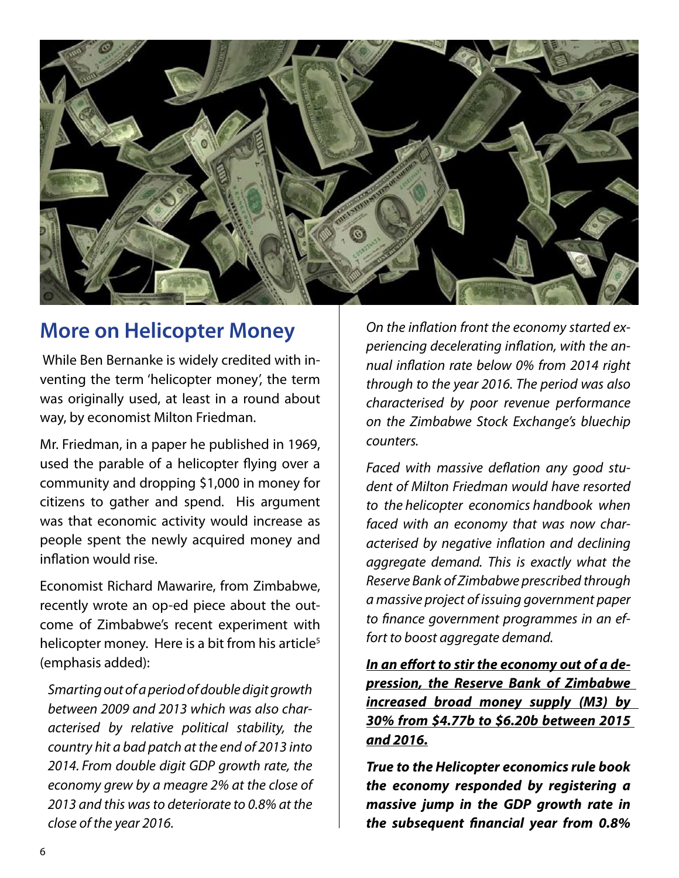## More on Helicopter Money

While Ben Bernanke is widely credited with inventing the term 'helicopter money', the term was originally used, at least in a round about way, by economist Milton Friedman.

Mr. Friedman, in a paper he published in 1969, used the parable of a helicopter flying over a community and dropping $1,000 in money for citizens to gather and spend. His argument was that economic activity would increase as people spent the newly acquired money and inflation would rise.

Economist Richard Mawarire, from Zimbabwe, recently wrote an op-ed piece about the outcome of Zimbabwe's recent experiment with helicopter money. Here is a bit from his article[5] (emphasis added):

> *Smarting out of a period of double digit growth between 2009 and 2013 which was also characterised by relative political stability, the country hit a bad patch at the end of 2013 into 2014. From double digit GDP growth rate, the economy grew by a meagre 2% at the close of 2013 and this was to deteriorate to 0.8% at the close of the year 2016.*
>
> *On the inflation front the economy started experiencing decelerating inflation, with the annual inflation rate below 0% from 2014 right through to the year 2016. The period was also characterised by poor revenue performance on the Zimbabwe Stock Exchange's bluechip counters.*
>
> *Faced with massive deflation any good student of Milton Friedman would have resorted to the helicopter economics handbook when faced with an economy that was now characterised by negative inflation and declining aggregate demand. This is exactly what the Reserve Bank of Zimbabwe prescribed through a massive project of issuing government paper to finance government programmes in an effort to boost aggregate demand.*
>
> ***<u>In an effort to stir the economy out of a depression, the Reserve Bank of Zimbabwe increased broad money supply (M3) by 30% from $4.77b to $6.20b between 2015 and 2016.</u>***
>
> ***True to the Helicopter economics rule book the economy responded by registering a massive jump in the GDP growth rate in the subsequent financial year from 0.8%***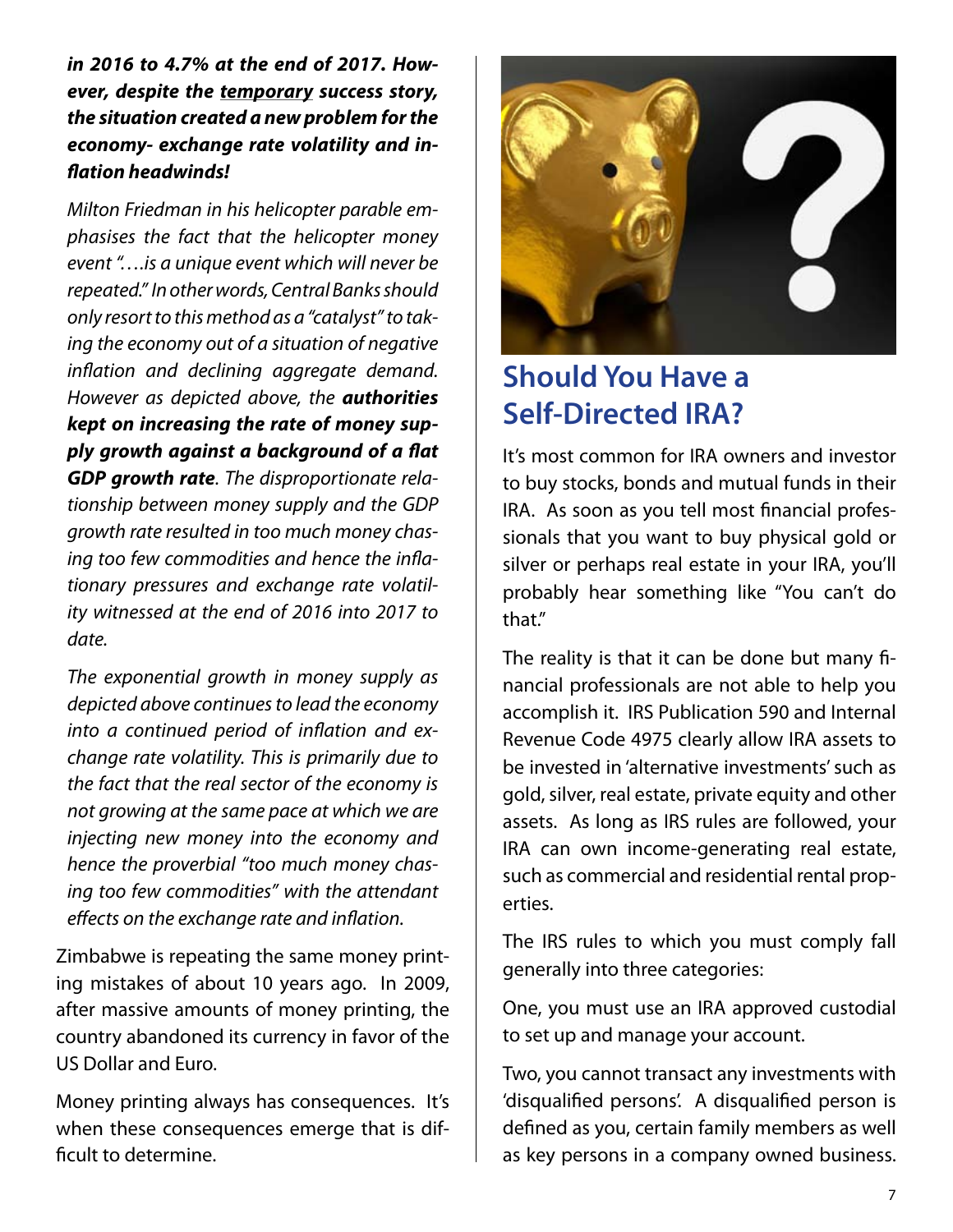***in 2016 to 4.7% at the end of 2017. However, despite the <u>temporary</u> success story, the situation created a new problem for the economy- exchange rate volatility and inflation headwinds!***

*Milton Friedman in his helicopter parable emphasises the fact that the helicopter money event "….is a unique event which will never be repeated." In other words, Central Banks should only resort to this method as a "catalyst" to taking the economy out of a situation of negative inflation and declining aggregate demand. However as depicted above, the* ***authorities kept on increasing the rate of money supply growth against a background of a flat GDP growth rate****. The disproportionate relationship between money supply and the GDP growth rate resulted in too much money chasing too few commodities and hence the inflationary pressures and exchange rate volatility witnessed at the end of 2016 into 2017 to date.*

*The exponential growth in money supply as depicted above continues to lead the economy into a continued period of inflation and exchange rate volatility. This is primarily due to the fact that the real sector of the economy is not growing at the same pace at which we are injecting new money into the economy and hence the proverbial "too much money chasing too few commodities" with the attendant effects on the exchange rate and inflation.*

Zimbabwe is repeating the same money printing mistakes of about 10 years ago. In 2009, after massive amounts of money printing, the country abandoned its currency in favor of the US Dollar and Euro.

Money printing always has consequences. It's when these consequences emerge that is difficult to determine.

## Should You Have a Self-Directed IRA?

It's most common for IRA owners and investor to buy stocks, bonds and mutual funds in their IRA. As soon as you tell most financial professionals that you want to buy physical gold or silver or perhaps real estate in your IRA, you'll probably hear something like "You can't do that."

The reality is that it can be done but many financial professionals are not able to help you accomplish it. IRS Publication 590 and Internal Revenue Code 4975 clearly allow IRA assets to be invested in 'alternative investments' such as gold, silver, real estate, private equity and other assets. As long as IRS rules are followed, your IRA can own income-generating real estate, such as commercial and residential rental properties.

The IRS rules to which you must comply fall generally into three categories:

One, you must use an IRA approved custodial to set up and manage your account.

Two, you cannot transact any investments with 'disqualified persons'. A disqualified person is defined as you, certain family members as well as key persons in a company owned business.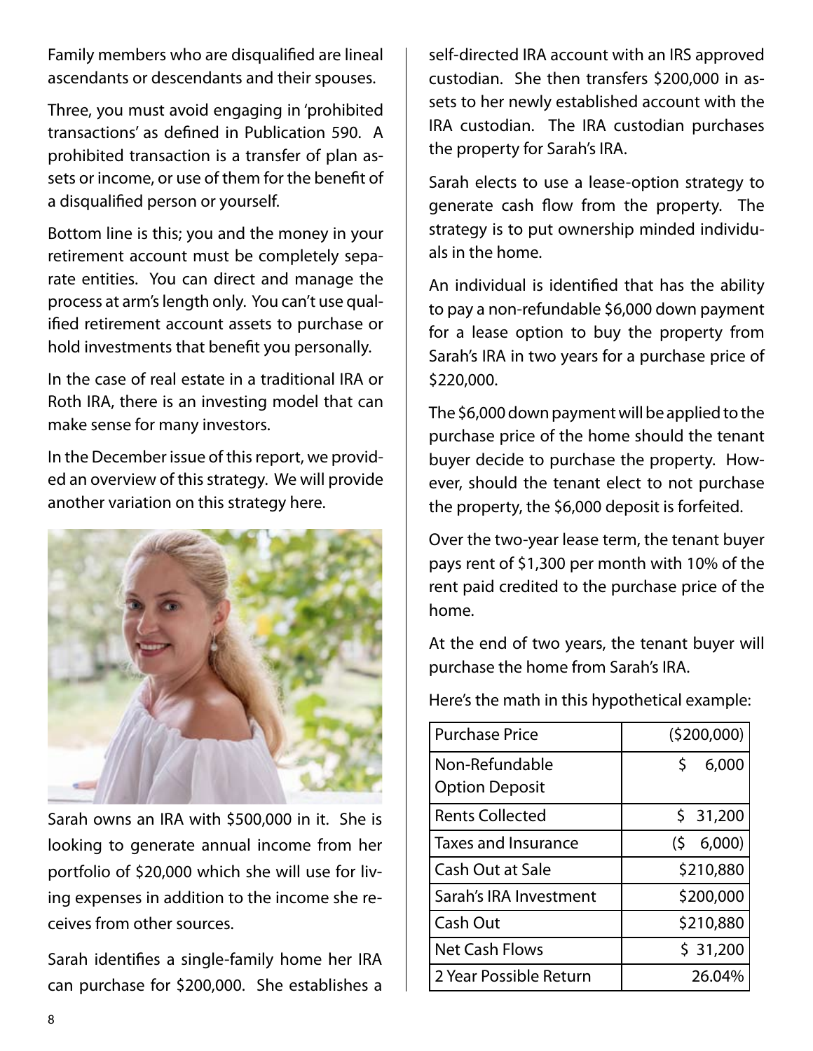Family members who are disqualified are lineal ascendants or descendants and their spouses.

Three, you must avoid engaging in 'prohibited transactions' as defined in Publication 590. A prohibited transaction is a transfer of plan assets or income, or use of them for the benefit of a disqualified person or yourself.

Bottom line is this; you and the money in your retirement account must be completely separate entities. You can direct and manage the process at arm's length only. You can't use qualified retirement account assets to purchase or hold investments that benefit you personally.

In the case of real estate in a traditional IRA or Roth IRA, there is an investing model that can make sense for many investors.

In the December issue of this report, we provided an overview of this strategy. We will provide another variation on this strategy here.

Sarah owns an IRA with $500,000 in it. She is looking to generate annual income from her portfolio of $20,000 which she will use for living expenses in addition to the income she receives from other sources.

Sarah identifies a single-family home her IRA can purchase for $200,000. She establishes a self-directed IRA account with an IRS approved custodian. She then transfers $200,000 in assets to her newly established account with the IRA custodian. The IRA custodian purchases the property for Sarah's IRA.

Sarah elects to use a lease-option strategy to generate cash flow from the property. The strategy is to put ownership minded individuals in the home.

An individual is identified that has the ability to pay a non-refundable $6,000 down payment for a lease option to buy the property from Sarah's IRA in two years for a purchase price of $220,000.

The $6,000 down payment will be applied to the purchase price of the home should the tenant buyer decide to purchase the property. However, should the tenant elect to not purchase the property, the $6,000 deposit is forfeited.

Over the two-year lease term, the tenant buyer pays rent of $1,300 per month with 10% of the rent paid credited to the purchase price of the home.

At the end of two years, the tenant buyer will purchase the home from Sarah's IRA.

Here's the math in this hypothetical example:

| Purchase Price | ($200,000) |
|---|---|
| Non-Refundable Option Deposit | $ 6,000 |
| Rents Collected | $ 31,200 |
| Taxes and Insurance | ($ 6,000) |
| Cash Out at Sale | $210,880 |
| Sarah's IRA Investment | $200,000 |
| Cash Out | $210,880 |
| Net Cash Flows | $ 31,200 |
| 2 Year Possible Return | 26.04% |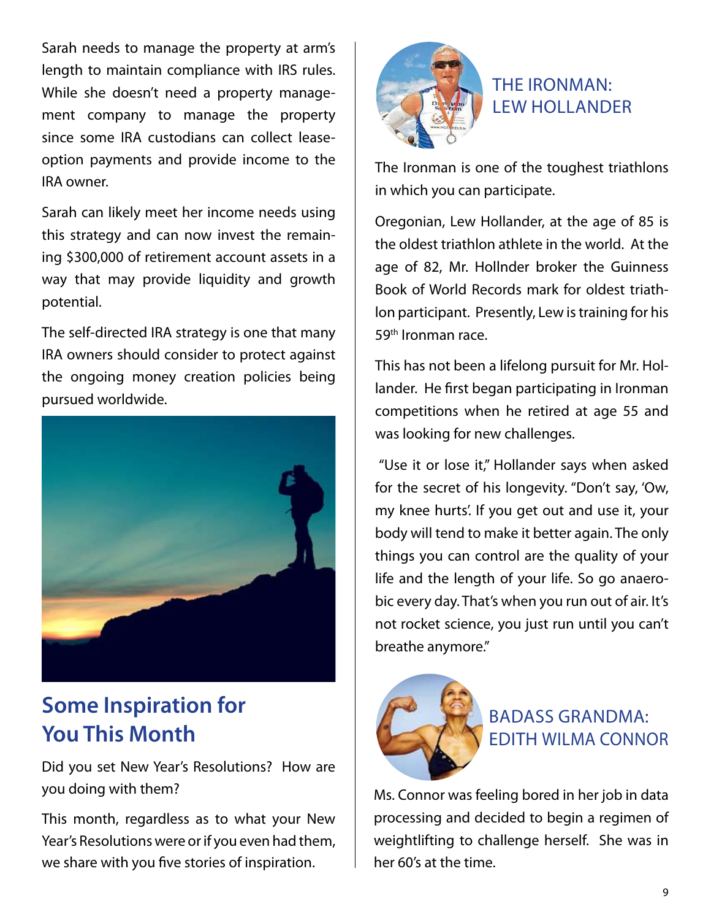Sarah needs to manage the property at arm's length to maintain compliance with IRS rules. While she doesn't need a property management company to manage the property since some IRA custodians can collect lease-option payments and provide income to the IRA owner.

Sarah can likely meet her income needs using this strategy and can now invest the remaining $300,000 of retirement account assets in a way that may provide liquidity and growth potential.

The self-directed IRA strategy is one that many IRA owners should consider to protect against the ongoing money creation policies being pursued worldwide.

## Some Inspiration for You This Month

Did you set New Year's Resolutions? How are you doing with them?

This month, regardless as to what your New Year's Resolutions were or if you even had them, we share with you five stories of inspiration.

### THE IRONMAN: LEW HOLLANDER

The Ironman is one of the toughest triathlons in which you can participate.

Oregonian, Lew Hollander, at the age of 85 is the oldest triathlon athlete in the world. At the age of 82, Mr. Hollnder broker the Guinness Book of World Records mark for oldest triathlon participant. Presently, Lew is training for his 59th Ironman race.

This has not been a lifelong pursuit for Mr. Hollander. He first began participating in Ironman competitions when he retired at age 55 and was looking for new challenges.

"Use it or lose it," Hollander says when asked for the secret of his longevity. "Don't say, 'Ow, my knee hurts'. If you get out and use it, your body will tend to make it better again. The only things you can control are the quality of your life and the length of your life. So go anaerobic every day. That's when you run out of air. It's not rocket science, you just run until you can't breathe anymore."

### BADASS GRANDMA: EDITH WILMA CONNOR

Ms. Connor was feeling bored in her job in data processing and decided to begin a regimen of weightlifting to challenge herself. She was in her 60's at the time.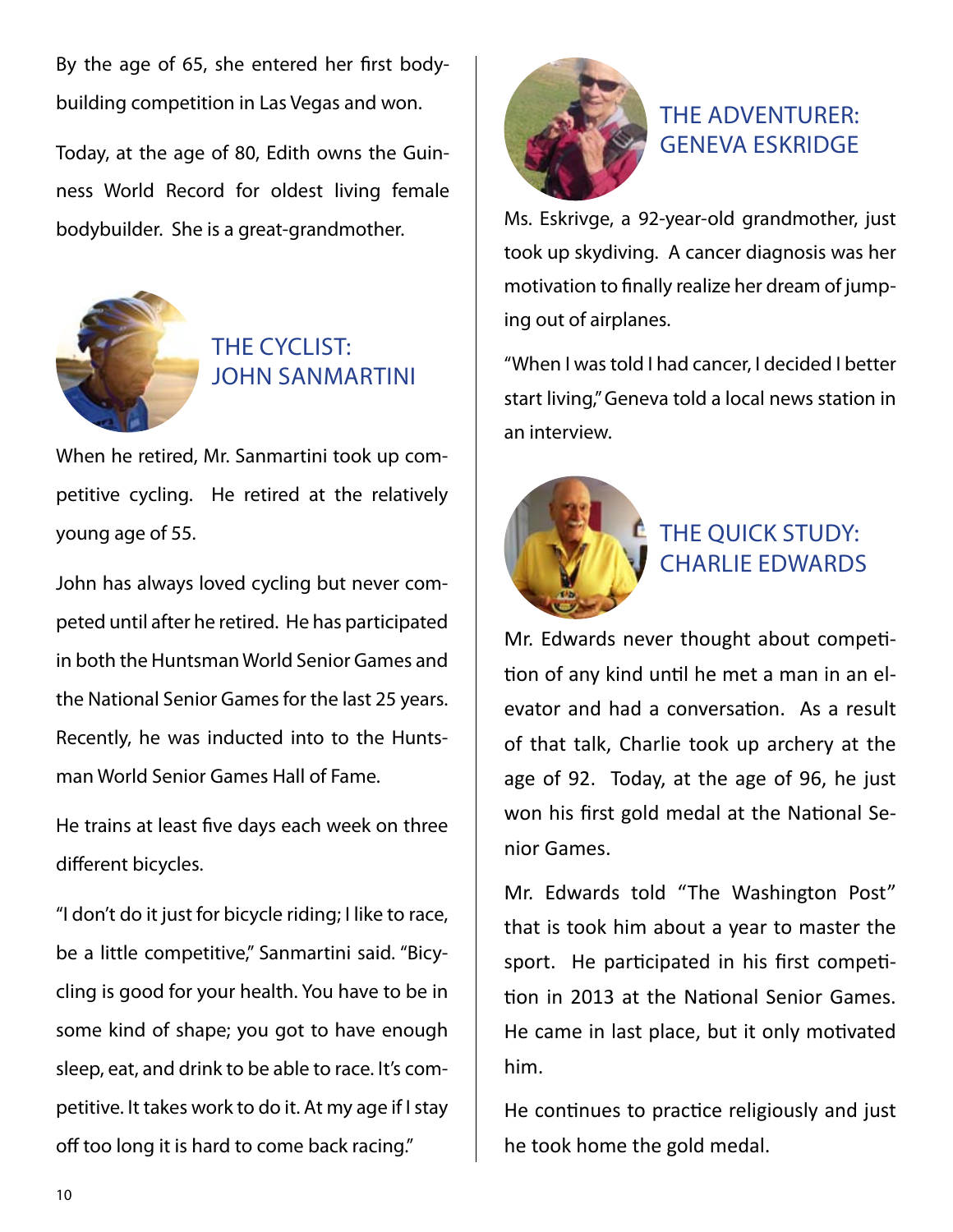By the age of 65, she entered her first body-building competition in Las Vegas and won.

Today, at the age of 80, Edith owns the Guinness World Record for oldest living female bodybuilder. She is a great-grandmother.

## THE CYCLIST: JOHN SANMARTINI

When he retired, Mr. Sanmartini took up competitive cycling. He retired at the relatively young age of 55.

John has always loved cycling but never competed until after he retired. He has participated in both the Huntsman World Senior Games and the National Senior Games for the last 25 years. Recently, he was inducted into to the Huntsman World Senior Games Hall of Fame.

He trains at least five days each week on three different bicycles.

"I don't do it just for bicycle riding; I like to race, be a little competitive," Sanmartini said. "Bicycling is good for your health. You have to be in some kind of shape; you got to have enough sleep, eat, and drink to be able to race. It's competitive. It takes work to do it. At my age if I stay off too long it is hard to come back racing."

## THE ADVENTURER: GENEVA ESKRIDGE

Ms. Eskrivge, a 92-year-old grandmother, just took up skydiving. A cancer diagnosis was her motivation to finally realize her dream of jumping out of airplanes.

"When I was told I had cancer, I decided I better start living," Geneva told a local news station in an interview.

## THE QUICK STUDY: CHARLIE EDWARDS

Mr. Edwards never thought about competition of any kind until he met a man in an elevator and had a conversation. As a result of that talk, Charlie took up archery at the age of 92. Today, at the age of 96, he just won his first gold medal at the National Senior Games.

Mr. Edwards told "The Washington Post" that is took him about a year to master the sport. He participated in his first competition in 2013 at the National Senior Games. He came in last place, but it only motivated him.

He continues to practice religiously and just he took home the gold medal.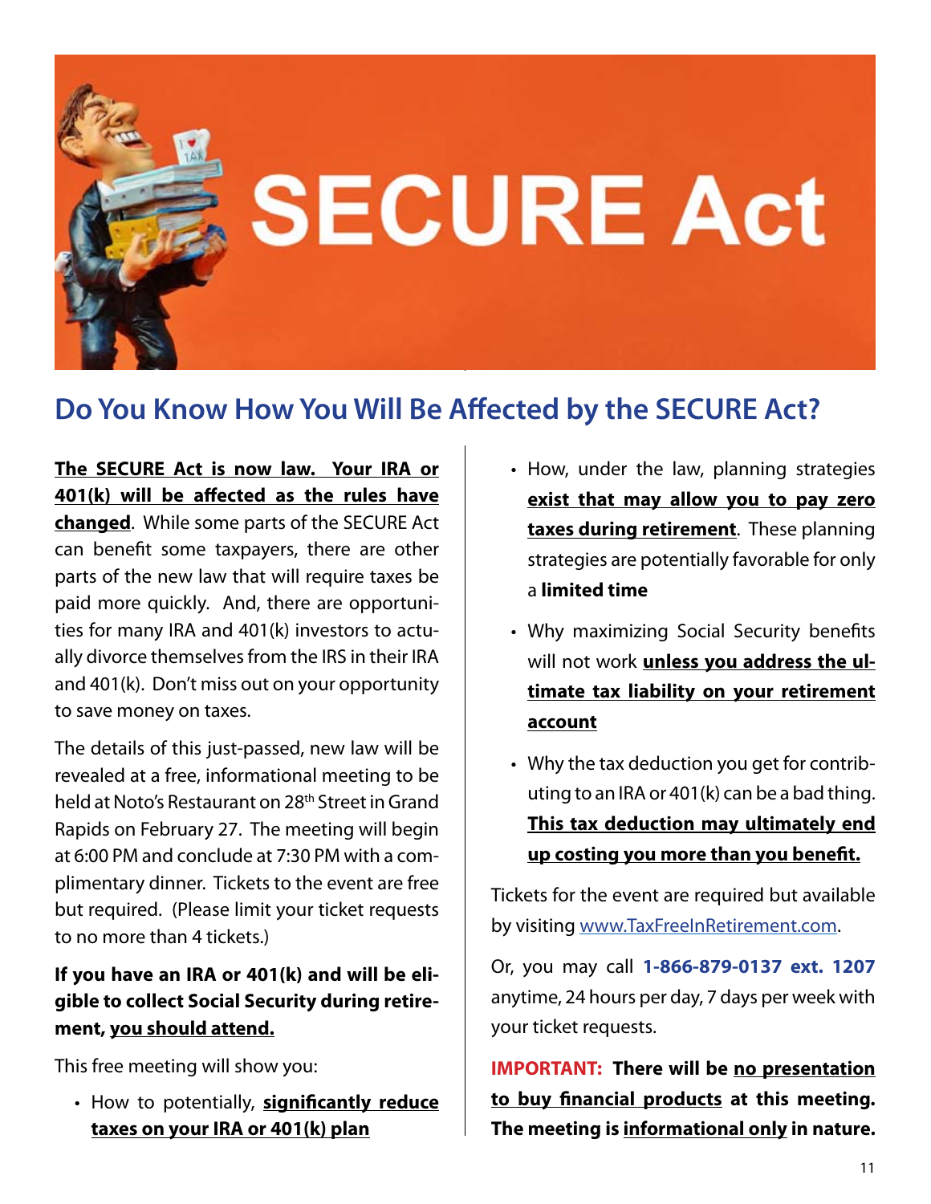# SECURE Act

## Do You Know How You Will Be Affected by the SECURE Act?

**The SECURE Act is now law. Your IRA or 401(k) will be affected as the rules have changed**. While some parts of the SECURE Act can benefit some taxpayers, there are other parts of the new law that will require taxes be paid more quickly. And, there are opportunities for many IRA and 401(k) investors to actually divorce themselves from the IRS in their IRA and 401(k). Don't miss out on your opportunity to save money on taxes.

The details of this just-passed, new law will be revealed at a free, informational meeting to be held at Noto's Restaurant on 28th Street in Grand Rapids on February 27. The meeting will begin at 6:00 PM and conclude at 7:30 PM with a complimentary dinner. Tickets to the event are free but required. (Please limit your ticket requests to no more than 4 tickets.)

**If you have an IRA or 401(k) and will be eligible to collect Social Security during retirement, you should attend.**

This free meeting will show you:

- How to potentially, **significantly reduce taxes on your IRA or 401(k) plan**
- How, under the law, planning strategies **exist that may allow you to pay zero taxes during retirement**. These planning strategies are potentially favorable for only a **limited time**
- Why maximizing Social Security benefits will not work **unless you address the ultimate tax liability on your retirement account**
- Why the tax deduction you get for contributing to an IRA or 401(k) can be a bad thing. **This tax deduction may ultimately end up costing you more than you benefit.**

Tickets for the event are required but available by visiting www.TaxFreeInRetirement.com.

Or, you may call **1-866-879-0137 ext. 1207** anytime, 24 hours per day, 7 days per week with your ticket requests.

**IMPORTANT: There will be no presentation to buy financial products at this meeting. The meeting is informational only in nature.**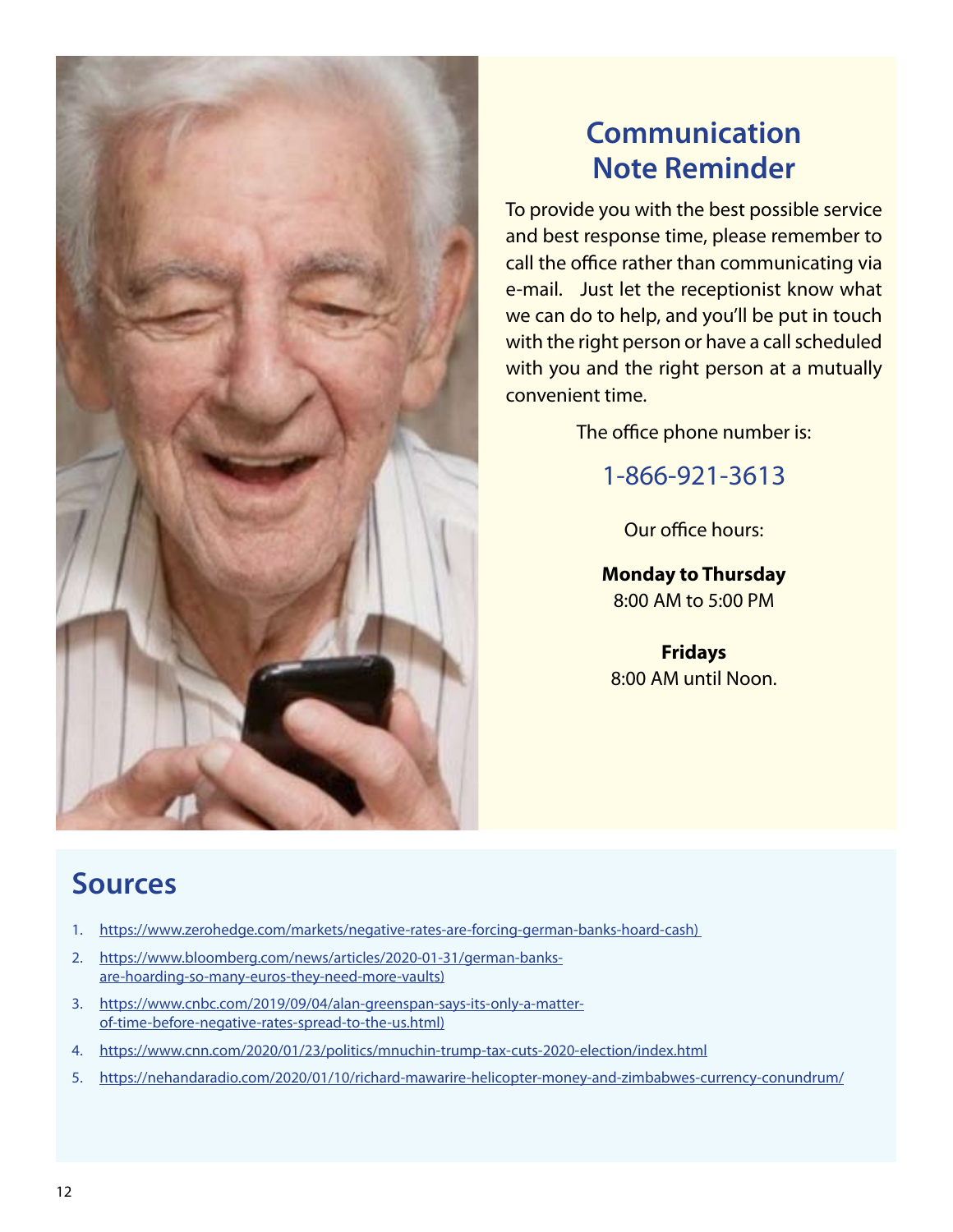## Communication Note Reminder

To provide you with the best possible service and best response time, please remember to call the office rather than communicating via e-mail. Just let the receptionist know what we can do to help, and you'll be put in touch with the right person or have a call scheduled with you and the right person at a mutually convenient time.

The office phone number is:

1-866-921-3613

Our office hours:

**Monday to Thursday**
8:00 AM to 5:00 PM

**Fridays**
8:00 AM until Noon.

## Sources

1. https://www.zerohedge.com/markets/negative-rates-are-forcing-german-banks-hoard-cash)
2. https://www.bloomberg.com/news/articles/2020-01-31/german-banks-are-hoarding-so-many-euros-they-need-more-vaults)
3. https://www.cnbc.com/2019/09/04/alan-greenspan-says-its-only-a-matter-of-time-before-negative-rates-spread-to-the-us.html)
4. https://www.cnn.com/2020/01/23/politics/mnuchin-trump-tax-cuts-2020-election/index.html
5. https://nehandaradio.com/2020/01/10/richard-mawarire-helicopter-money-and-zimbabwes-currency-conundrum/